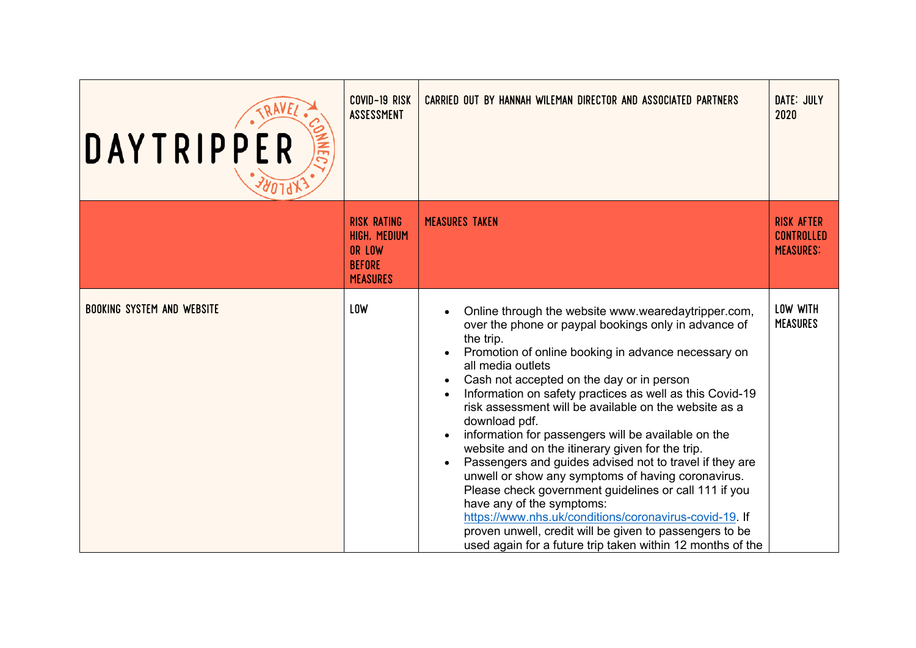| DAYTRIPPER | COVID-19 RISK ASSESSMENT | CARRIED OUT BY HANNAH WILEMAN DIRECTOR AND ASSOCIATED PARTNERS | DATE: JULY 2020 |
|---|---|---|---|
| | RISK RATING HIGH, MEDIUM OR LOW BEFORE MEASURES | MEASURES TAKEN | RISK AFTER CONTROLLED MEASURES: |
| BOOKING SYSTEM AND WEBSITE | LOW | • Online through the website www.wearedaytripper.com, over the phone or paypal bookings only in advance of the trip.<br>• Promotion of online booking in advance necessary on all media outlets<br>• Cash not accepted on the day or in person<br>• Information on safety practices as well as this Covid-19 risk assessment will be available on the website as a download pdf.<br>• information for passengers will be available on the website and on the itinerary given for the trip.<br>• Passengers and guides advised not to travel if they are unwell or show any symptoms of having coronavirus. Please check government guidelines or call 111 if you have any of the symptoms: https://www.nhs.uk/conditions/coronavirus-covid-19. If proven unwell, credit will be given to passengers to be used again for a future trip taken within 12 months of the | LOW WITH MEASURES |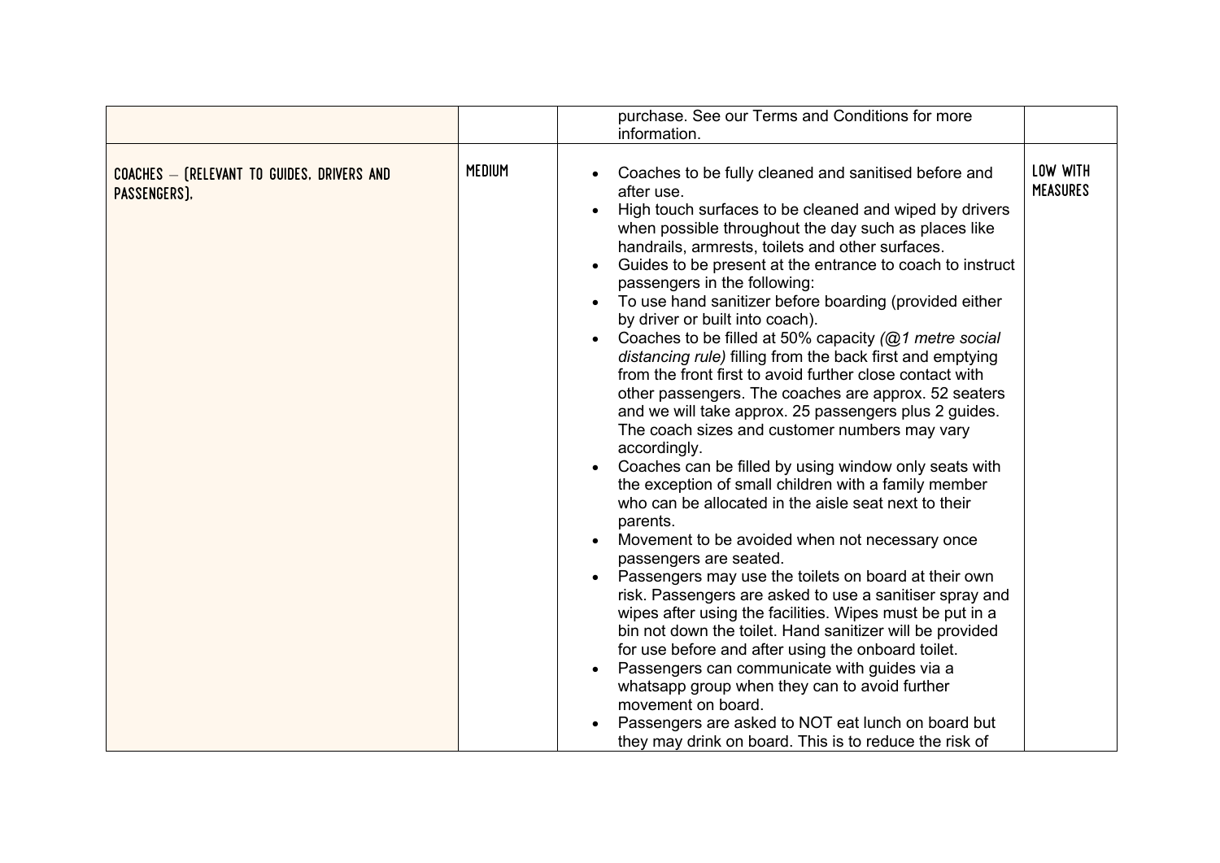| | | | |
|---|---|---|---|
| | | purchase. See our Terms and Conditions for more information. | |
| COACHES – (RELEVANT TO GUIDES, DRIVERS AND PASSENGERS). | MEDIUM | • Coaches to be fully cleaned and sanitised before and after use.<br>• High touch surfaces to be cleaned and wiped by drivers when possible throughout the day such as places like handrails, armrests, toilets and other surfaces.<br>• Guides to be present at the entrance to coach to instruct passengers in the following:<br>• To use hand sanitizer before boarding (provided either by driver or built into coach).<br>• Coaches to be filled at 50% capacity *(@1 metre social distancing rule)* filling from the back first and emptying from the front first to avoid further close contact with other passengers. The coaches are approx. 52 seaters and we will take approx. 25 passengers plus 2 guides. The coach sizes and customer numbers may vary accordingly.<br>• Coaches can be filled by using window only seats with the exception of small children with a family member who can be allocated in the aisle seat next to their parents.<br>• Movement to be avoided when not necessary once passengers are seated.<br>• Passengers may use the toilets on board at their own risk. Passengers are asked to use a sanitiser spray and wipes after using the facilities. Wipes must be put in a bin not down the toilet. Hand sanitizer will be provided for use before and after using the onboard toilet.<br>• Passengers can communicate with guides via a whatsapp group when they can to avoid further movement on board.<br>• Passengers are asked to NOT eat lunch on board but they may drink on board. This is to reduce the risk of | LOW WITH MEASURES |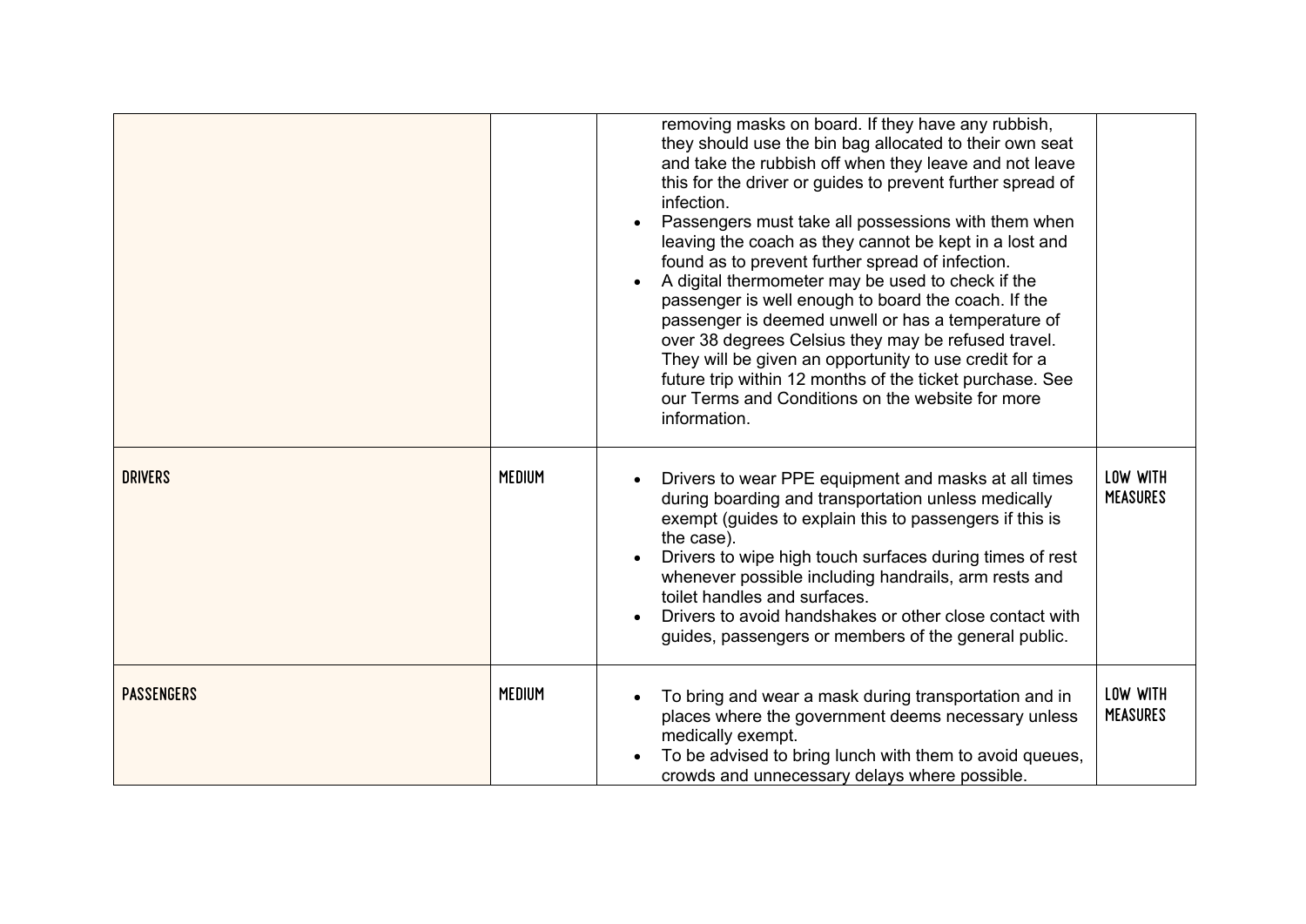| | | | |
|---|---|---|---|
| | | removing masks on board. If they have any rubbish, they should use the bin bag allocated to their own seat and take the rubbish off when they leave and not leave this for the driver or guides to prevent further spread of infection.<br>• Passengers must take all possessions with them when leaving the coach as they cannot be kept in a lost and found as to prevent further spread of infection.<br>• A digital thermometer may be used to check if the passenger is well enough to board the coach. If the passenger is deemed unwell or has a temperature of over 38 degrees Celsius they may be refused travel. They will be given an opportunity to use credit for a future trip within 12 months of the ticket purchase. See our Terms and Conditions on the website for more information. | |
| DRIVERS | MEDIUM | • Drivers to wear PPE equipment and masks at all times during boarding and transportation unless medically exempt (guides to explain this to passengers if this is the case).<br>• Drivers to wipe high touch surfaces during times of rest whenever possible including handrails, arm rests and toilet handles and surfaces.<br>• Drivers to avoid handshakes or other close contact with guides, passengers or members of the general public. | LOW WITH MEASURES |
| PASSENGERS | MEDIUM | • To bring and wear a mask during transportation and in places where the government deems necessary unless medically exempt.<br>• To be advised to bring lunch with them to avoid queues, crowds and unnecessary delays where possible. | LOW WITH MEASURES |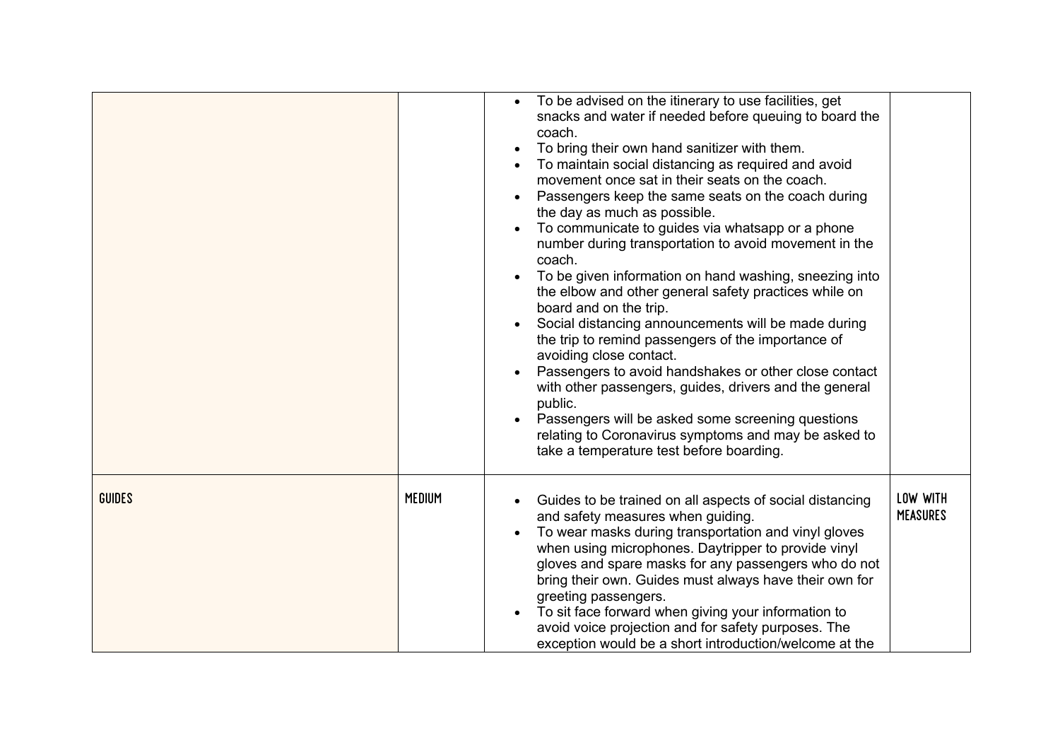| | | | |
|---|---|---|---|
| | | • To be advised on the itinerary to use facilities, get snacks and water if needed before queuing to board the coach.<br>• To bring their own hand sanitizer with them.<br>• To maintain social distancing as required and avoid movement once sat in their seats on the coach.<br>• Passengers keep the same seats on the coach during the day as much as possible.<br>• To communicate to guides via whatsapp or a phone number during transportation to avoid movement in the coach.<br>• To be given information on hand washing, sneezing into the elbow and other general safety practices while on board and on the trip.<br>• Social distancing announcements will be made during the trip to remind passengers of the importance of avoiding close contact.<br>• Passengers to avoid handshakes or other close contact with other passengers, guides, drivers and the general public.<br>• Passengers will be asked some screening questions relating to Coronavirus symptoms and may be asked to take a temperature test before boarding. | |
| GUIDES | MEDIUM | • Guides to be trained on all aspects of social distancing and safety measures when guiding.<br>• To wear masks during transportation and vinyl gloves when using microphones. Daytripper to provide vinyl gloves and spare masks for any passengers who do not bring their own. Guides must always have their own for greeting passengers.<br>• To sit face forward when giving your information to avoid voice projection and for safety purposes. The exception would be a short introduction/welcome at the | LOW WITH MEASURES |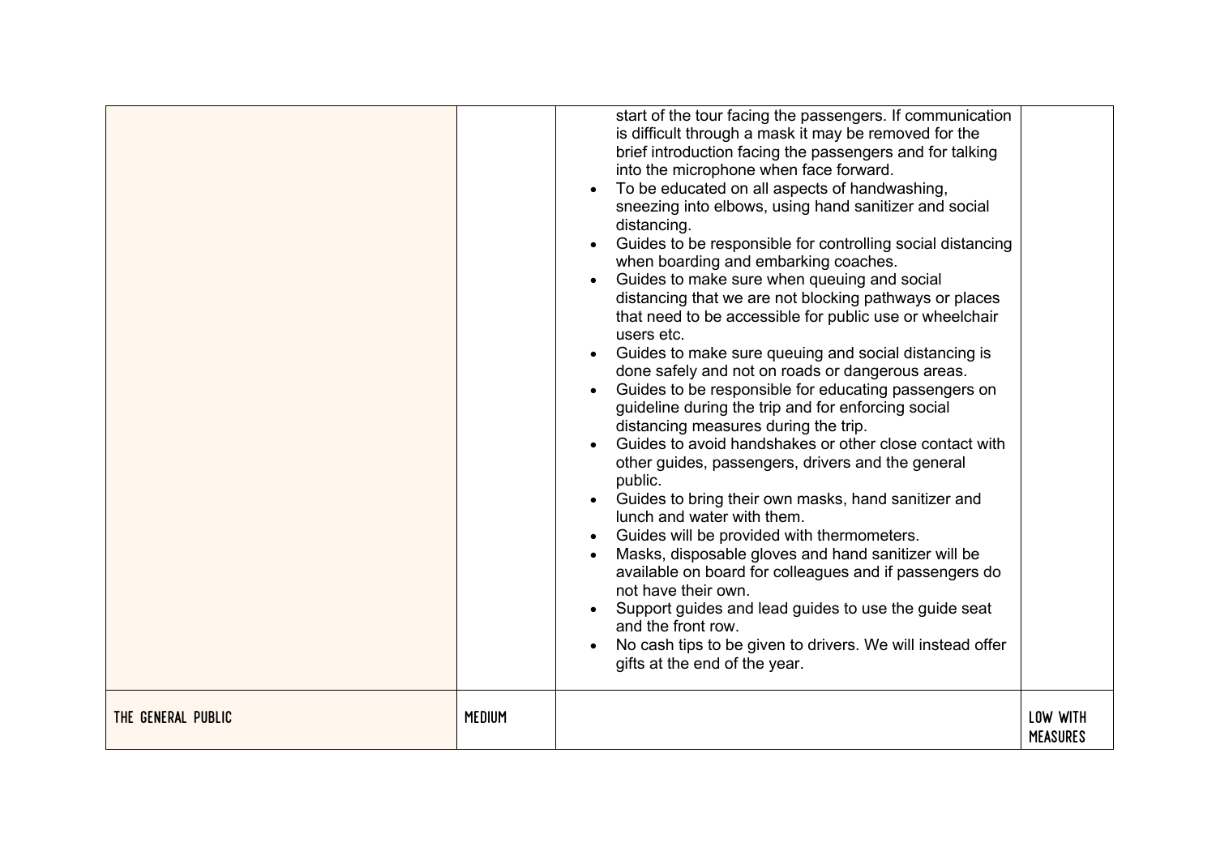| | | | |
|---|---|---|---|
| | | start of the tour facing the passengers. If communication is difficult through a mask it may be removed for the brief introduction facing the passengers and for talking into the microphone when face forward.<br>• To be educated on all aspects of handwashing, sneezing into elbows, using hand sanitizer and social distancing.<br>• Guides to be responsible for controlling social distancing when boarding and embarking coaches.<br>• Guides to make sure when queuing and social distancing that we are not blocking pathways or places that need to be accessible for public use or wheelchair users etc.<br>• Guides to make sure queuing and social distancing is done safely and not on roads or dangerous areas.<br>• Guides to be responsible for educating passengers on guideline during the trip and for enforcing social distancing measures during the trip.<br>• Guides to avoid handshakes or other close contact with other guides, passengers, drivers and the general public.<br>• Guides to bring their own masks, hand sanitizer and lunch and water with them.<br>• Guides will be provided with thermometers.<br>• Masks, disposable gloves and hand sanitizer will be available on board for colleagues and if passengers do not have their own.<br>• Support guides and lead guides to use the guide seat and the front row.<br>• No cash tips to be given to drivers. We will instead offer gifts at the end of the year. | |
| THE GENERAL PUBLIC | MEDIUM | | LOW WITH MEASURES |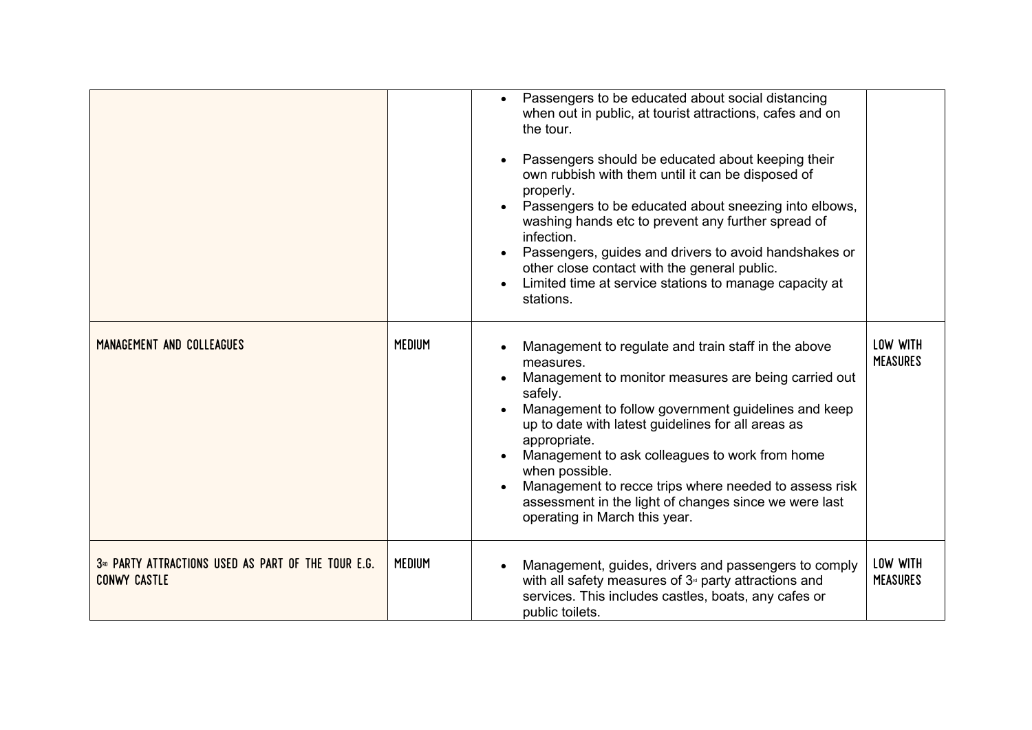| | | | |
|---|---|---|---|
| | | • Passengers to be educated about social distancing when out in public, at tourist attractions, cafes and on the tour.<br><br>• Passengers should be educated about keeping their own rubbish with them until it can be disposed of properly.<br>• Passengers to be educated about sneezing into elbows, washing hands etc to prevent any further spread of infection.<br>• Passengers, guides and drivers to avoid handshakes or other close contact with the general public.<br>• Limited time at service stations to manage capacity at stations. | |
| MANAGEMENT AND COLLEAGUES | MEDIUM | • Management to regulate and train staff in the above measures.<br>• Management to monitor measures are being carried out safely.<br>• Management to follow government guidelines and keep up to date with latest guidelines for all areas as appropriate.<br>• Management to ask colleagues to work from home when possible.<br>• Management to recce trips where needed to assess risk assessment in the light of changes since we were last operating in March this year. | LOW WITH MEASURES |
| 3RD PARTY ATTRACTIONS USED AS PART OF THE TOUR E.G. CONWY CASTLE | MEDIUM | • Management, guides, drivers and passengers to comply with all safety measures of 3rd party attractions and services. This includes castles, boats, any cafes or public toilets. | LOW WITH MEASURES |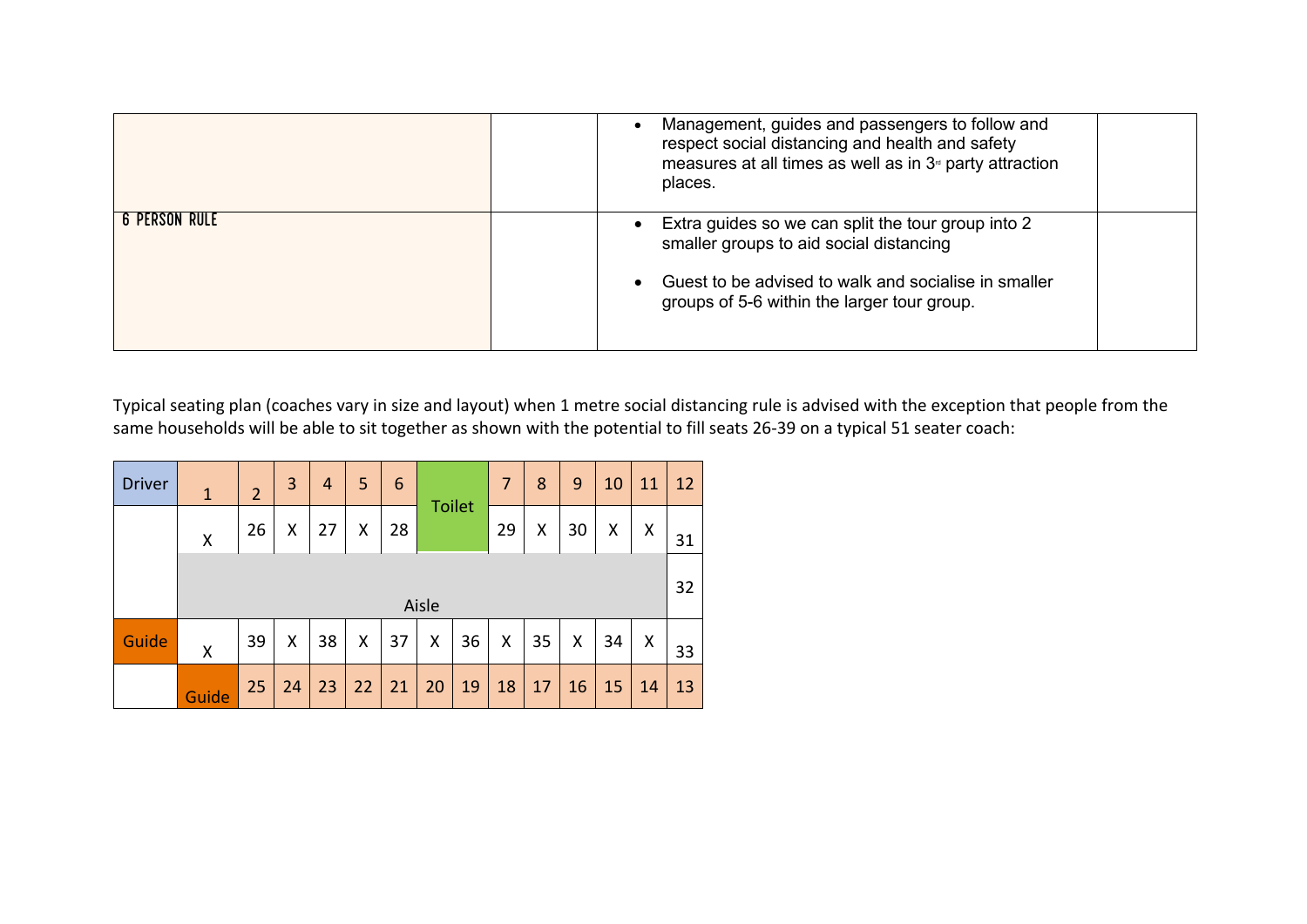| | | | |
|---|---|---|---|
| | | • Management, guides and passengers to follow and respect social distancing and health and safety measures at all times as well as in 3rd party attraction places. | |
| 6 PERSON RULE | | • Extra guides so we can split the tour group into 2 smaller groups to aid social distancing<br><br>• Guest to be advised to walk and socialise in smaller groups of 5-6 within the larger tour group. | |

Typical seating plan (coaches vary in size and layout) when 1 metre social distancing rule is advised with the exception that people from the same households will be able to sit together as shown with the potential to fill seats 26-39 on a typical 51 seater coach:

| | | | | | | | | | | | | | | |
|---|---|---|---|---|---|---|---|---|---|---|---|---|---|---|
| Driver | 1 | 2 | 3 | 4 | 5 | 6 | Toilet | | 7 | 8 | 9 | 10 | 11 | 12 |
| | X | 26 | X | 27 | X | 28 | | | 29 | X | 30 | X | X | 31 |
| | Aisle | | | | | | | | | | | | | 32 |
| Guide | X | 39 | X | 38 | X | 37 | X | 36 | X | 35 | X | 34 | X | 33 |
| | Guide | 25 | 24 | 23 | 22 | 21 | 20 | 19 | 18 | 17 | 16 | 15 | 14 | 13 |